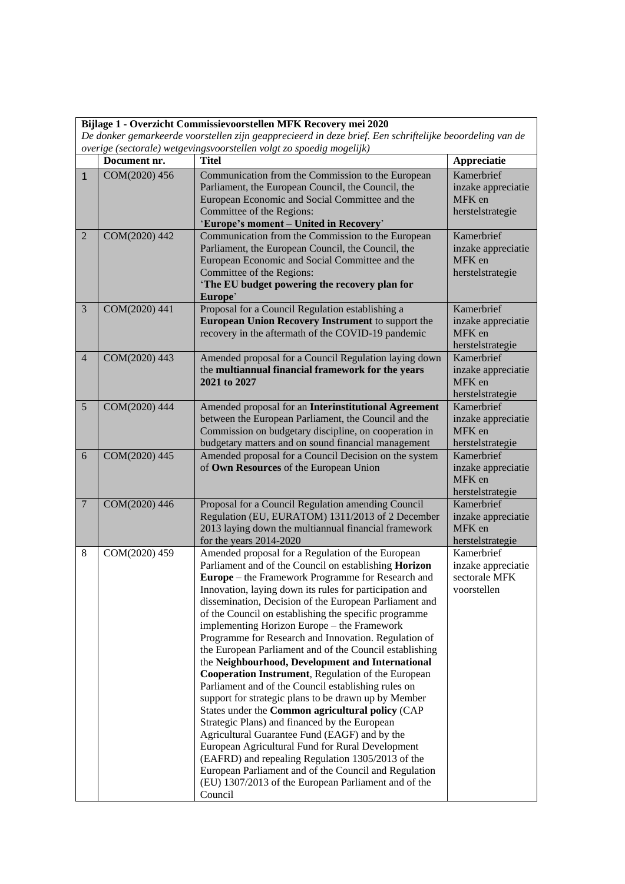**Bijlage 1 - Overzicht Commissievoorstellen MFK Recovery mei 2020**

*De donker gemarkeerde voorstellen zijn geapprecieerd in deze brief. Een schriftelijke beoordeling van de overige (sectorale) wetgevingsvoorstellen volgt zo spoedig mogelijk)*

| | Document nr. | Titel | Appreciatie |
|---|---|---|---|
| 1 | COM(2020) 456 | Communication from the Commission to the European Parliament, the European Council, the Council, the European Economic and Social Committee and the Committee of the Regions: '**Europe's moment – United in Recovery**' | Kamerbrief inzake appreciatie MFK en herstelstrategie |
| 2 | COM(2020) 442 | Communication from the Commission to the European Parliament, the European Council, the Council, the European Economic and Social Committee and the Committee of the Regions: '**The EU budget powering the recovery plan for Europe**' | Kamerbrief inzake appreciatie MFK en herstelstrategie |
| 3 | COM(2020) 441 | Proposal for a Council Regulation establishing a **European Union Recovery Instrument** to support the recovery in the aftermath of the COVID-19 pandemic | Kamerbrief inzake appreciatie MFK en herstelstrategie |
| 4 | COM(2020) 443 | Amended proposal for a Council Regulation laying down the **multiannual financial framework for the years 2021 to 2027** | Kamerbrief inzake appreciatie MFK en herstelstrategie |
| 5 | COM(2020) 444 | Amended proposal for an **Interinstitutional Agreement** between the European Parliament, the Council and the Commission on budgetary discipline, on cooperation in budgetary matters and on sound financial management | Kamerbrief inzake appreciatie MFK en herstelstrategie |
| 6 | COM(2020) 445 | Amended proposal for a Council Decision on the system of **Own Resources** of the European Union | Kamerbrief inzake appreciatie MFK en herstelstrategie |
| 7 | COM(2020) 446 | Proposal for a Council Regulation amending Council Regulation (EU, EURATOM) 1311/2013 of 2 December 2013 laying down the multiannual financial framework for the years 2014-2020 | Kamerbrief inzake appreciatie MFK en herstelstrategie |
| 8 | COM(2020) 459 | Amended proposal for a Regulation of the European Parliament and of the Council on establishing **Horizon Europe** – the Framework Programme for Research and Innovation, laying down its rules for participation and dissemination, Decision of the European Parliament and of the Council on establishing the specific programme implementing Horizon Europe – the Framework Programme for Research and Innovation. Regulation of the European Parliament and of the Council establishing the **Neighbourhood, Development and International Cooperation Instrument**, Regulation of the European Parliament and of the Council establishing rules on support for strategic plans to be drawn up by Member States under the **Common agricultural policy** (CAP Strategic Plans) and financed by the European Agricultural Guarantee Fund (EAGF) and by the European Agricultural Fund for Rural Development (EAFRD) and repealing Regulation 1305/2013 of the European Parliament and of the Council and Regulation (EU) 1307/2013 of the European Parliament and of the Council | Kamerbrief inzake appreciatie sectorale MFK voorstellen |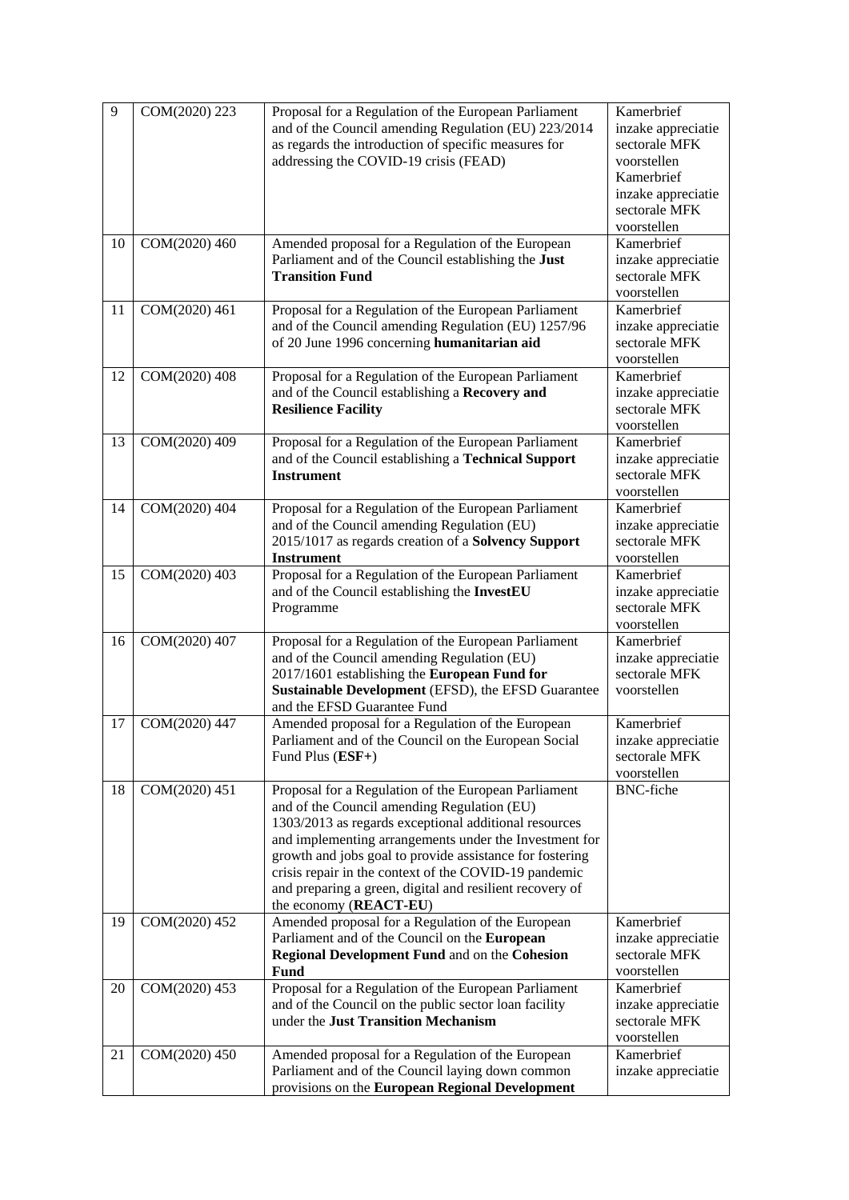| 9 | COM(2020) 223 | Proposal for a Regulation of the European Parliament and of the Council amending Regulation (EU) 223/2014 as regards the introduction of specific measures for addressing the COVID-19 crisis (FEAD) | Kamerbrief inzake appreciatie sectorale MFK voorstellen Kamerbrief inzake appreciatie sectorale MFK voorstellen |
|---|---|---|---|
| 10 | COM(2020) 460 | Amended proposal for a Regulation of the European Parliament and of the Council establishing the **Just Transition Fund** | Kamerbrief inzake appreciatie sectorale MFK voorstellen |
| 11 | COM(2020) 461 | Proposal for a Regulation of the European Parliament and of the Council amending Regulation (EU) 1257/96 of 20 June 1996 concerning **humanitarian aid** | Kamerbrief inzake appreciatie sectorale MFK voorstellen |
| 12 | COM(2020) 408 | Proposal for a Regulation of the European Parliament and of the Council establishing a **Recovery and Resilience Facility** | Kamerbrief inzake appreciatie sectorale MFK voorstellen |
| 13 | COM(2020) 409 | Proposal for a Regulation of the European Parliament and of the Council establishing a **Technical Support Instrument** | Kamerbrief inzake appreciatie sectorale MFK voorstellen |
| 14 | COM(2020) 404 | Proposal for a Regulation of the European Parliament and of the Council amending Regulation (EU) 2015/1017 as regards creation of a **Solvency Support Instrument** | Kamerbrief inzake appreciatie sectorale MFK voorstellen |
| 15 | COM(2020) 403 | Proposal for a Regulation of the European Parliament and of the Council establishing the **InvestEU** Programme | Kamerbrief inzake appreciatie sectorale MFK voorstellen |
| 16 | COM(2020) 407 | Proposal for a Regulation of the European Parliament and of the Council amending Regulation (EU) 2017/1601 establishing the **European Fund for Sustainable Development** (EFSD), the EFSD Guarantee and the EFSD Guarantee Fund | Kamerbrief inzake appreciatie sectorale MFK voorstellen |
| 17 | COM(2020) 447 | Amended proposal for a Regulation of the European Parliament and of the Council on the European Social Fund Plus (**ESF+**) | Kamerbrief inzake appreciatie sectorale MFK voorstellen |
| 18 | COM(2020) 451 | Proposal for a Regulation of the European Parliament and of the Council amending Regulation (EU) 1303/2013 as regards exceptional additional resources and implementing arrangements under the Investment for growth and jobs goal to provide assistance for fostering crisis repair in the context of the COVID-19 pandemic and preparing a green, digital and resilient recovery of the economy (**REACT-EU**) | BNC-fiche |
| 19 | COM(2020) 452 | Amended proposal for a Regulation of the European Parliament and of the Council on the **European Regional Development Fund** and on the **Cohesion Fund** | Kamerbrief inzake appreciatie sectorale MFK voorstellen |
| 20 | COM(2020) 453 | Proposal for a Regulation of the European Parliament and of the Council on the public sector loan facility under the **Just Transition Mechanism** | Kamerbrief inzake appreciatie sectorale MFK voorstellen |
| 21 | COM(2020) 450 | Amended proposal for a Regulation of the European Parliament and of the Council laying down common provisions on the **European Regional Development** | Kamerbrief inzake appreciatie |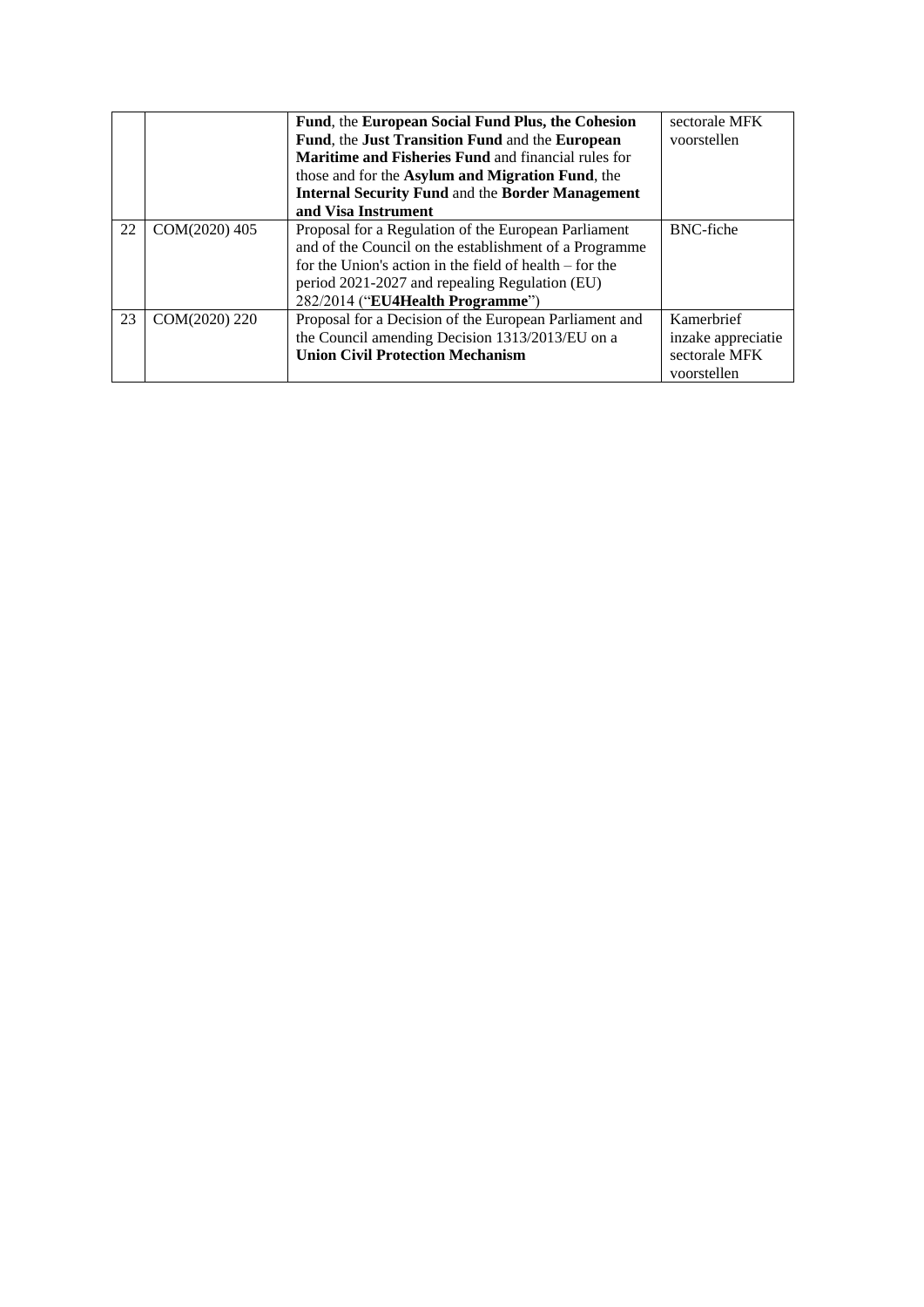| | | | |
|---|---|---|---|
| | | **Fund**, the **European Social Fund Plus, the Cohesion Fund**, the **Just Transition Fund** and the **European Maritime and Fisheries Fund** and financial rules for those and for the **Asylum and Migration Fund**, the **Internal Security Fund** and the **Border Management and Visa Instrument** | sectorale MFK voorstellen |
| 22 | COM(2020) 405 | Proposal for a Regulation of the European Parliament and of the Council on the establishment of a Programme for the Union's action in the field of health – for the period 2021-2027 and repealing Regulation (EU) 282/2014 ("**EU4Health Programme**") | BNC-fiche |
| 23 | COM(2020) 220 | Proposal for a Decision of the European Parliament and the Council amending Decision 1313/2013/EU on a **Union Civil Protection Mechanism** | Kamerbrief inzake appreciatie sectorale MFK voorstellen |